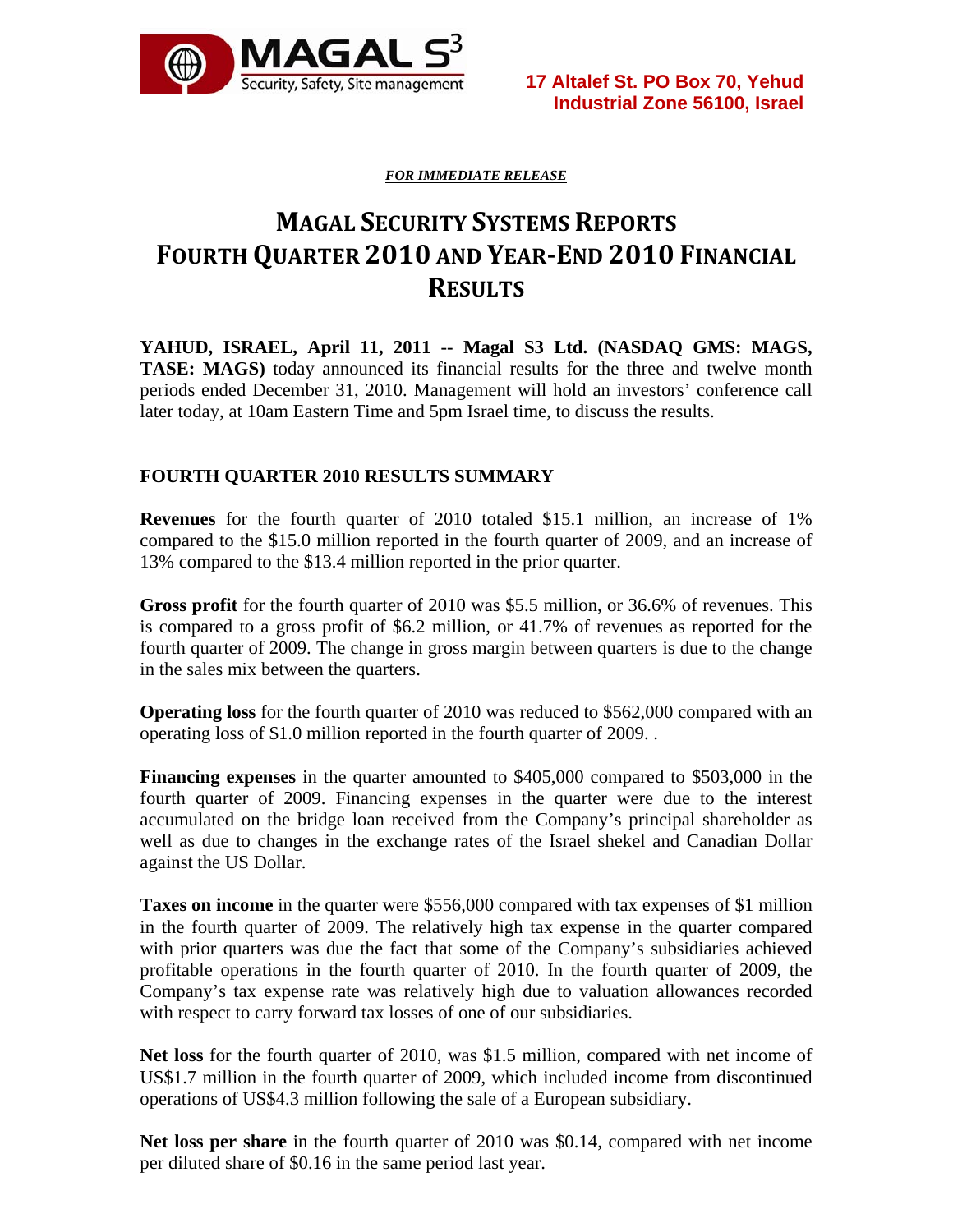17 Altalef St. PO Box 70, Yehud
Industrial Zone 56100, Israel

***FOR IMMEDIATE RELEASE***

# MAGAL SECURITY SYSTEMS REPORTS FOURTH QUARTER 2010 AND YEAR-END 2010 FINANCIAL RESULTS

**YAHUD, ISRAEL, April 11, 2011 -- Magal S3 Ltd. (NASDAQ GMS: MAGS, TASE: MAGS)** today announced its financial results for the three and twelve month periods ended December 31, 2010. Management will hold an investors' conference call later today, at 10am Eastern Time and 5pm Israel time, to discuss the results.

## FOURTH QUARTER 2010 RESULTS SUMMARY

**Revenues** for the fourth quarter of 2010 totaled $15.1 million, an increase of 1% compared to the $15.0 million reported in the fourth quarter of 2009, and an increase of 13% compared to the $13.4 million reported in the prior quarter.

**Gross profit** for the fourth quarter of 2010 was $5.5 million, or 36.6% of revenues. This is compared to a gross profit of $6.2 million, or 41.7% of revenues as reported for the fourth quarter of 2009. The change in gross margin between quarters is due to the change in the sales mix between the quarters.

**Operating loss** for the fourth quarter of 2010 was reduced to $562,000 compared with an operating loss of $1.0 million reported in the fourth quarter of 2009. .

**Financing expenses** in the quarter amounted to $405,000 compared to $503,000 in the fourth quarter of 2009. Financing expenses in the quarter were due to the interest accumulated on the bridge loan received from the Company's principal shareholder as well as due to changes in the exchange rates of the Israel shekel and Canadian Dollar against the US Dollar.

**Taxes on income** in the quarter were $556,000 compared with tax expenses of $1 million in the fourth quarter of 2009. The relatively high tax expense in the quarter compared with prior quarters was due the fact that some of the Company's subsidiaries achieved profitable operations in the fourth quarter of 2010. In the fourth quarter of 2009, the Company's tax expense rate was relatively high due to valuation allowances recorded with respect to carry forward tax losses of one of our subsidiaries.

**Net loss** for the fourth quarter of 2010, was $1.5 million, compared with net income of US$1.7 million in the fourth quarter of 2009, which included income from discontinued operations of US$4.3 million following the sale of a European subsidiary.

**Net loss per share** in the fourth quarter of 2010 was $0.14, compared with net income per diluted share of $0.16 in the same period last year.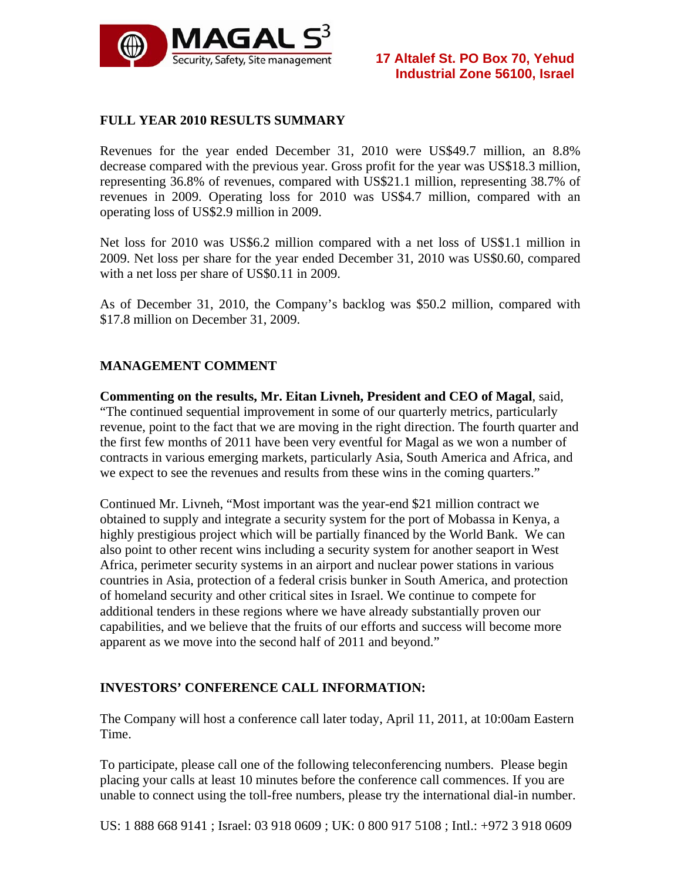## FULL YEAR 2010 RESULTS SUMMARY

Revenues for the year ended December 31, 2010 were US$49.7 million, an 8.8% decrease compared with the previous year. Gross profit for the year was US$18.3 million, representing 36.8% of revenues, compared with US$21.1 million, representing 38.7% of revenues in 2009. Operating loss for 2010 was US$4.7 million, compared with an operating loss of US$2.9 million in 2009.

Net loss for 2010 was US$6.2 million compared with a net loss of US$1.1 million in 2009. Net loss per share for the year ended December 31, 2010 was US$0.60, compared with a net loss per share of US$0.11 in 2009.

As of December 31, 2010, the Company's backlog was $50.2 million, compared with $17.8 million on December 31, 2009.

## MANAGEMENT COMMENT

**Commenting on the results, Mr. Eitan Livneh, President and CEO of Magal**, said, "The continued sequential improvement in some of our quarterly metrics, particularly revenue, point to the fact that we are moving in the right direction. The fourth quarter and the first few months of 2011 have been very eventful for Magal as we won a number of contracts in various emerging markets, particularly Asia, South America and Africa, and we expect to see the revenues and results from these wins in the coming quarters."

Continued Mr. Livneh, "Most important was the year-end $21 million contract we obtained to supply and integrate a security system for the port of Mobassa in Kenya, a highly prestigious project which will be partially financed by the World Bank. We can also point to other recent wins including a security system for another seaport in West Africa, perimeter security systems in an airport and nuclear power stations in various countries in Asia, protection of a federal crisis bunker in South America, and protection of homeland security and other critical sites in Israel. We continue to compete for additional tenders in these regions where we have already substantially proven our capabilities, and we believe that the fruits of our efforts and success will become more apparent as we move into the second half of 2011 and beyond."

## INVESTORS' CONFERENCE CALL INFORMATION:

The Company will host a conference call later today, April 11, 2011, at 10:00am Eastern Time.

To participate, please call one of the following teleconferencing numbers. Please begin placing your calls at least 10 minutes before the conference call commences. If you are unable to connect using the toll-free numbers, please try the international dial-in number.

US: 1 888 668 9141 ; Israel: 03 918 0609 ; UK: 0 800 917 5108 ; Intl.: +972 3 918 0609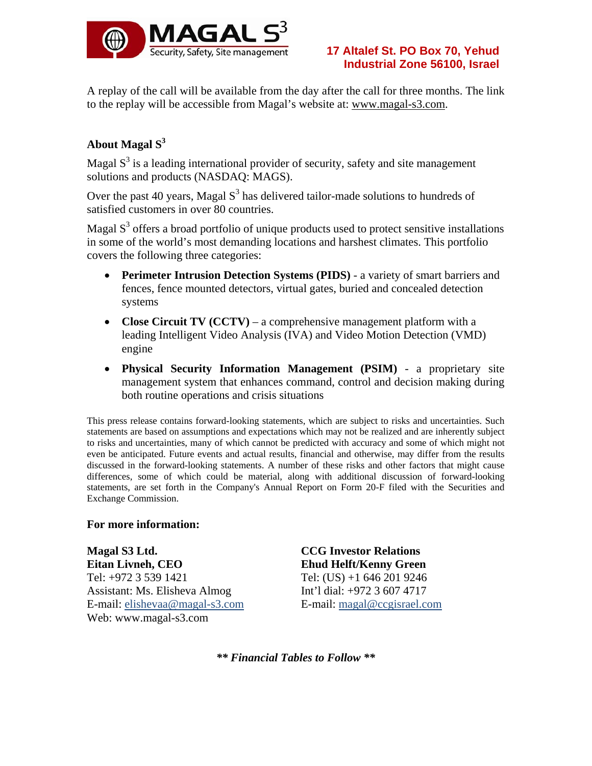A replay of the call will be available from the day after the call for three months. The link to the replay will be accessible from Magal's website at: www.magal-s3.com.

### About Magal $S^3$

Magal $S^3$ is a leading international provider of security, safety and site management solutions and products (NASDAQ: MAGS).

Over the past 40 years, Magal $S^3$ has delivered tailor-made solutions to hundreds of satisfied customers in over 80 countries.

Magal $S^3$ offers a broad portfolio of unique products used to protect sensitive installations in some of the world's most demanding locations and harshest climates. This portfolio covers the following three categories:

- **Perimeter Intrusion Detection Systems (PIDS)** - a variety of smart barriers and fences, fence mounted detectors, virtual gates, buried and concealed detection systems
- **Close Circuit TV (CCTV)** – a comprehensive management platform with a leading Intelligent Video Analysis (IVA) and Video Motion Detection (VMD) engine
- **Physical Security Information Management (PSIM)** - a proprietary site management system that enhances command, control and decision making during both routine operations and crisis situations

This press release contains forward-looking statements, which are subject to risks and uncertainties. Such statements are based on assumptions and expectations which may not be realized and are inherently subject to risks and uncertainties, many of which cannot be predicted with accuracy and some of which might not even be anticipated. Future events and actual results, financial and otherwise, may differ from the results discussed in the forward-looking statements. A number of these risks and other factors that might cause differences, some of which could be material, along with additional discussion of forward-looking statements, are set forth in the Company's Annual Report on Form 20-F filed with the Securities and Exchange Commission.

**For more information:**

**Magal S3 Ltd.**
**Eitan Livneh, CEO**
Tel: +972 3 539 1421
Assistant: Ms. Elisheva Almog
E-mail: elishevaa@magal-s3.com
Web: www.magal-s3.com

**CCG Investor Relations**
**Ehud Helft/Kenny Green**
Tel: (US) +1 646 201 9246
Int'l dial: +972 3 607 4717
E-mail: magal@ccgisrael.com

***\*\* Financial Tables to Follow \*\****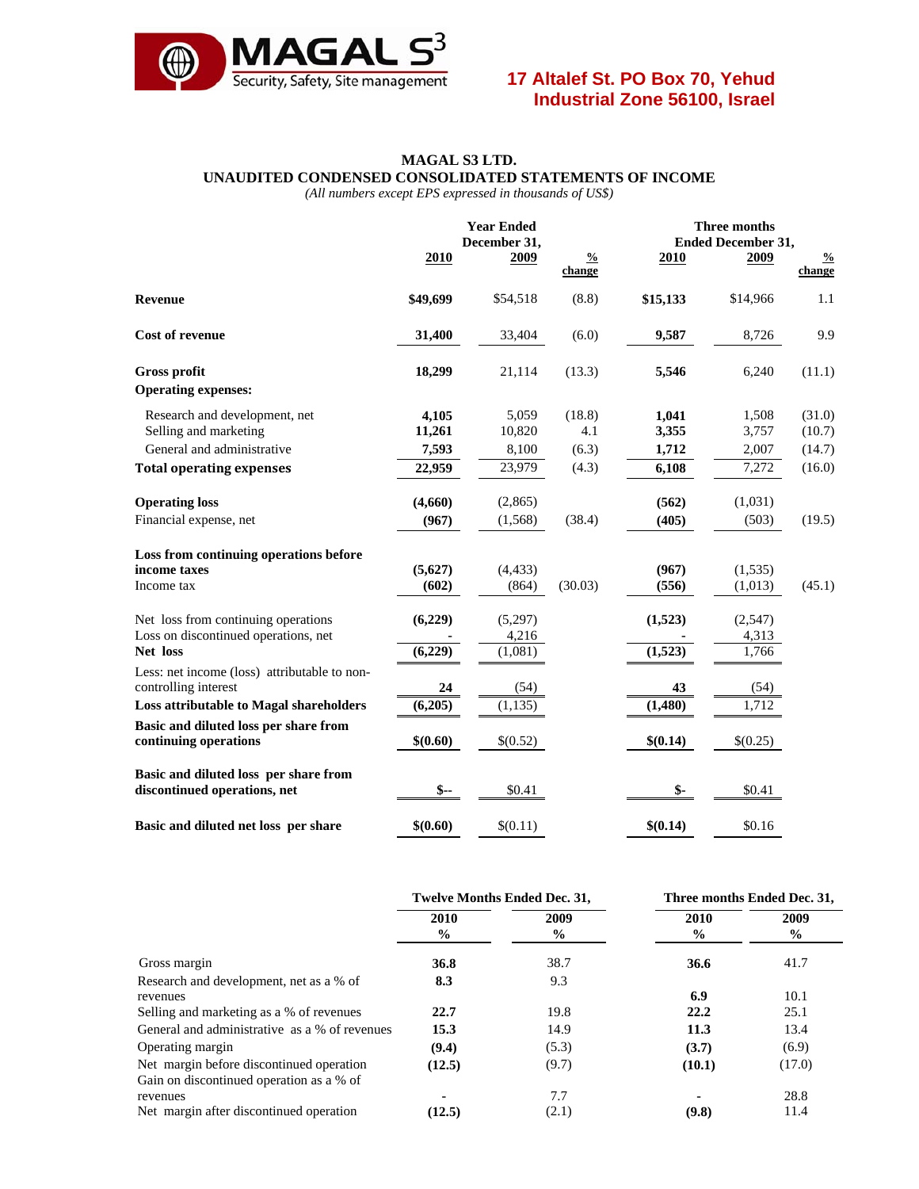**MAGAL S3**
Security, Safety, Site management

**17 Altalef St. PO Box 70, Yehud Industrial Zone 56100, Israel**

## MAGAL S3 LTD.
## UNAUDITED CONDENSED CONSOLIDATED STATEMENTS OF INCOME

*(All numbers except EPS expressed in thousands of US$)*

| | Year Ended December 31, | | | Three months Ended December 31, | | |
|---|---|---|---|---|---|---|
| | **2010** | **2009** | **% change** | **2010** | **2009** | **% change** |
| **Revenue** | **$49,699** | $54,518 | (8.8) | **$15,133** | $14,966 | 1.1 |
| **Cost of revenue** | **31,400** | 33,404 | (6.0) | **9,587** | 8,726 | 9.9 |
| **Gross profit** | **18,299** | 21,114 | (13.3) | **5,546** | 6,240 | (11.1) |
| **Operating expenses:** | | | | | | |
| Research and development, net | **4,105** | 5,059 | (18.8) | **1,041** | 1,508 | (31.0) |
| Selling and marketing | **11,261** | 10,820 | 4.1 | **3,355** | 3,757 | (10.7) |
| General and administrative | **7,593** | 8,100 | (6.3) | **1,712** | 2,007 | (14.7) |
| **Total operating expenses** | **22,959** | 23,979 | (4.3) | **6,108** | 7,272 | (16.0) |
| **Operating loss** | **(4,660)** | (2,865) | | **(562)** | (1,031) | |
| Financial expense, net | **(967)** | (1,568) | (38.4) | **(405)** | (503) | (19.5) |
| **Loss from continuing operations before income taxes** | **(5,627)** | (4,433) | | **(967)** | (1,535) | |
| Income tax | **(602)** | (864) | (30.03) | **(556)** | (1,013) | (45.1) |
| Net loss from continuing operations | **(6,229)** | (5,297) | | **(1,523)** | (2,547) | |
| Loss on discontinued operations, net | **-** | 4,216 | | **-** | 4,313 | |
| **Net loss** | **(6,229)** | (1,081) | | **(1,523)** | 1,766 | |
| Less: net income (loss) attributable to non-controlling interest | **24** | (54) | | **43** | (54) | |
| **Loss attributable to Magal shareholders** | **(6,205)** | (1,135) | | **(1,480)** | 1,712 | |
| **Basic and diluted loss per share from continuing operations** | **$(0.60)** | $(0.52) | | **$(0.14)** | $(0.25) | |
| **Basic and diluted loss per share from discontinued operations, net** | **$--** | $0.41 | | **$-** | $0.41 | |
| **Basic and diluted net loss per share** | **$(0.60)** | $(0.11) | | **$(0.14)** | $0.16 | |

| | Twelve Months Ended Dec. 31, | | Three months Ended Dec. 31, | |
|---|---|---|---|---|
| | **2010 %** | **2009 %** | **2010 %** | **2009 %** |
| Gross margin | **36.8** | 38.7 | **36.6** | 41.7 |
| Research and development, net as a % of revenues | **8.3** | 9.3 | **6.9** | 10.1 |
| Selling and marketing as a % of revenues | **22.7** | 19.8 | **22.2** | 25.1 |
| General and administrative as a % of revenues | **15.3** | 14.9 | **11.3** | 13.4 |
| Operating margin | **(9.4)** | (5.3) | **(3.7)** | (6.9) |
| Net margin before discontinued operation | **(12.5)** | (9.7) | **(10.1)** | (17.0) |
| Gain on discontinued operation as a % of revenues | **-** | 7.7 | **-** | 28.8 |
| Net margin after discontinued operation | **(12.5)** | (2.1) | **(9.8)** | 11.4 |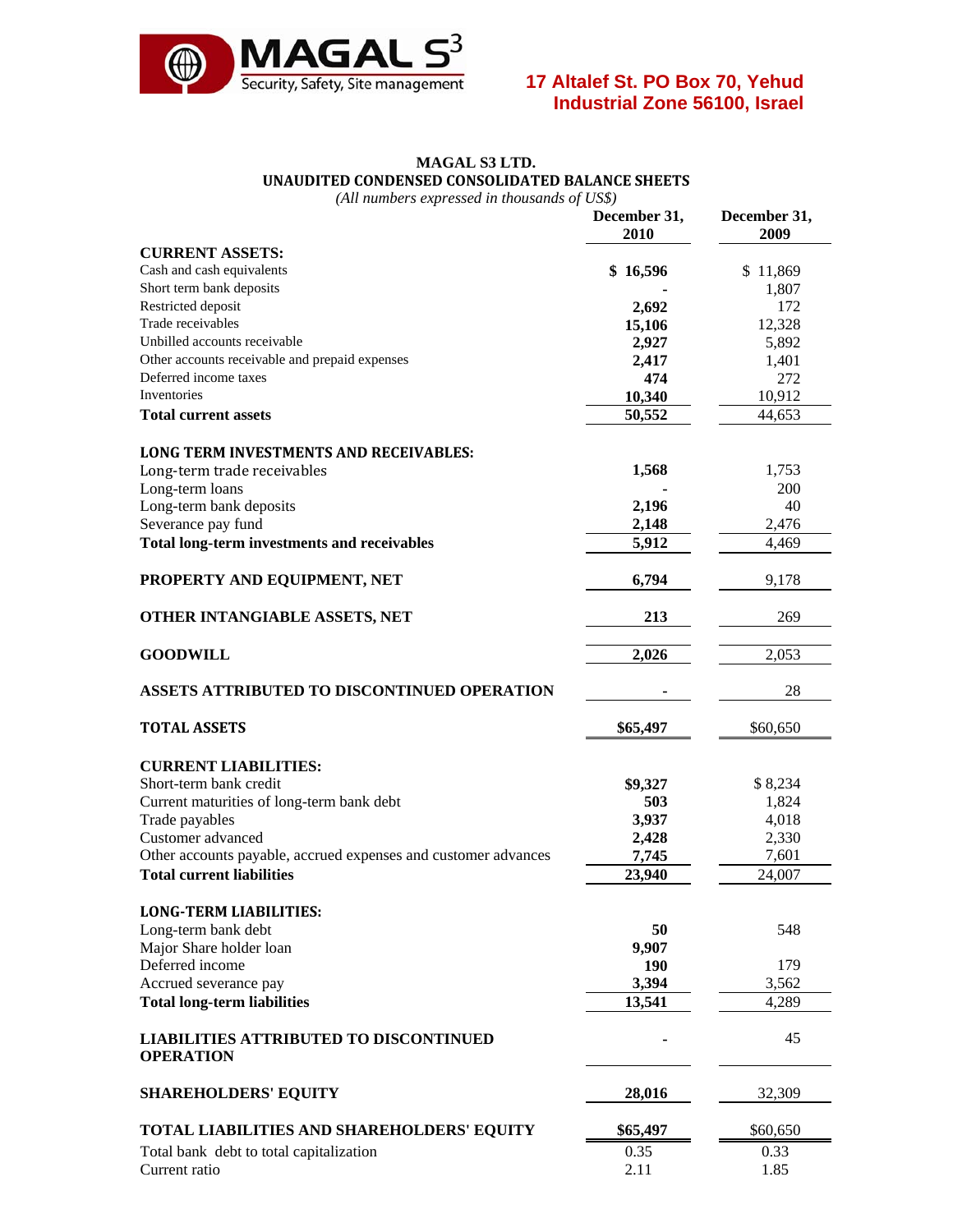**MAGAL S3**
Security, Safety, Site management

**17 Altalef St. PO Box 70, Yehud Industrial Zone 56100, Israel**

**MAGAL S3 LTD.**
**UNAUDITED CONDENSED CONSOLIDATED BALANCE SHEETS**
*(All numbers expressed in thousands of US$)*

| | December 31, 2010 | December 31, 2009 |
|---|---|---|
| **CURRENT ASSETS:** | | |
| Cash and cash equivalents | **$ 16,596** | $ 11,869 |
| Short term bank deposits | **-** | 1,807 |
| Restricted deposit | **2,692** | 172 |
| Trade receivables | **15,106** | 12,328 |
| Unbilled accounts receivable | **2,927** | 5,892 |
| Other accounts receivable and prepaid expenses | **2,417** | 1,401 |
| Deferred income taxes | **474** | 272 |
| Inventories | **10,340** | 10,912 |
| **Total current assets** | **50,552** | 44,653 |
| **LONG TERM INVESTMENTS AND RECEIVABLES:** | | |
| Long-term trade receivables | **1,568** | 1,753 |
| Long-term loans | **-** | 200 |
| Long-term bank deposits | **2,196** | 40 |
| Severance pay fund | **2,148** | 2,476 |
| **Total long-term investments and receivables** | **5,912** | 4,469 |
| **PROPERTY AND EQUIPMENT, NET** | **6,794** | 9,178 |
| **OTHER INTANGIBLE ASSETS, NET** | **213** | 269 |
| **GOODWILL** | **2,026** | 2,053 |
| **ASSETS ATTRIBUTED TO DISCONTINUED OPERATION** | **-** | 28 |
| **TOTAL ASSETS** | **$65,497** | $60,650 |
| **CURRENT LIABILITIES:** | | |
| Short-term bank credit | **$9,327** | $ 8,234 |
| Current maturities of long-term bank debt | **503** | 1,824 |
| Trade payables | **3,937** | 4,018 |
| Customer advanced | **2,428** | 2,330 |
| Other accounts payable, accrued expenses and customer advances | **7,745** | 7,601 |
| **Total current liabilities** | **23,940** | 24,007 |
| **LONG-TERM LIABILITIES:** | | |
| Long-term bank debt | **50** | 548 |
| Major Share holder loan | **9,907** | |
| Deferred income | **190** | 179 |
| Accrued severance pay | **3,394** | 3,562 |
| **Total long-term liabilities** | **13,541** | 4,289 |
| **LIABILITIES ATTRIBUTED TO DISCONTINUED OPERATION** | **-** | 45 |
| **SHAREHOLDERS' EQUITY** | **28,016** | 32,309 |
| **TOTAL LIABILITIES AND SHAREHOLDERS' EQUITY** | **$65,497** | $60,650 |
| Total bank debt to total capitalization | 0.35 | 0.33 |
| Current ratio | 2.11 | 1.85 |